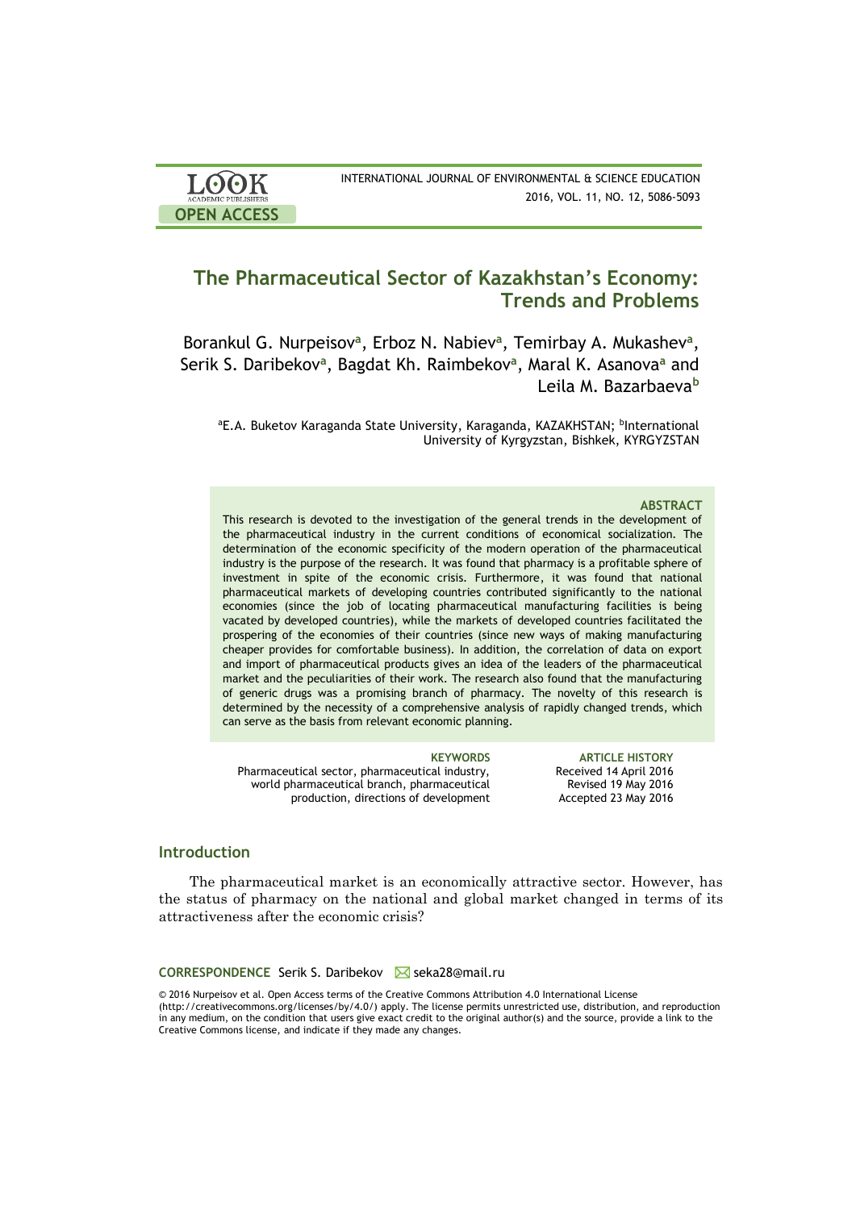# The Pharmaceutical Sector of Kazakhstan's Economy: Trends and Problems

Borankul G. Nurpeisov[a], Erboz N. Nabiev[a], Temirbay A. Mukashev[a], Serik S. Daribekov[a], Bagdat Kh. Raimbekov[a], Maral K. Asanova[a] and Leila M. Bazarbaeva[b]

[a]E.A. Buketov Karaganda State University, Karaganda, KAZAKHSTAN; [b]International University of Kyrgyzstan, Bishkek, KYRGYZSTAN

### ABSTRACT

This research is devoted to the investigation of the general trends in the development of the pharmaceutical industry in the current conditions of economical socialization. The determination of the economic specificity of the modern operation of the pharmaceutical industry is the purpose of the research. It was found that pharmacy is a profitable sphere of investment in spite of the economic crisis. Furthermore, it was found that national pharmaceutical markets of developing countries contributed significantly to the national economies (since the job of locating pharmaceutical manufacturing facilities is being vacated by developed countries), while the markets of developed countries facilitated the prospering of the economies of their countries (since new ways of making manufacturing cheaper provides for comfortable business). In addition, the correlation of data on export and import of pharmaceutical products gives an idea of the leaders of the pharmaceutical market and the peculiarities of their work. The research also found that the manufacturing of generic drugs was a promising branch of pharmacy. The novelty of this research is determined by the necessity of a comprehensive analysis of rapidly changed trends, which can serve as the basis from relevant economic planning.

**KEYWORDS**
Pharmaceutical sector, pharmaceutical industry, world pharmaceutical branch, pharmaceutical production, directions of development

**ARTICLE HISTORY**
Received 14 April 2016
Revised 19 May 2016
Accepted 23 May 2016

## Introduction

The pharmaceutical market is an economically attractive sector. However, has the status of pharmacy on the national and global market changed in terms of its attractiveness after the economic crisis?

**CORRESPONDENCE** Serik S. Daribekov seka28@mail.ru

© 2016 Nurpeisov et al. Open Access terms of the Creative Commons Attribution 4.0 International License (http://creativecommons.org/licenses/by/4.0/) apply. The license permits unrestricted use, distribution, and reproduction in any medium, on the condition that users give exact credit to the original author(s) and the source, provide a link to the Creative Commons license, and indicate if they made any changes.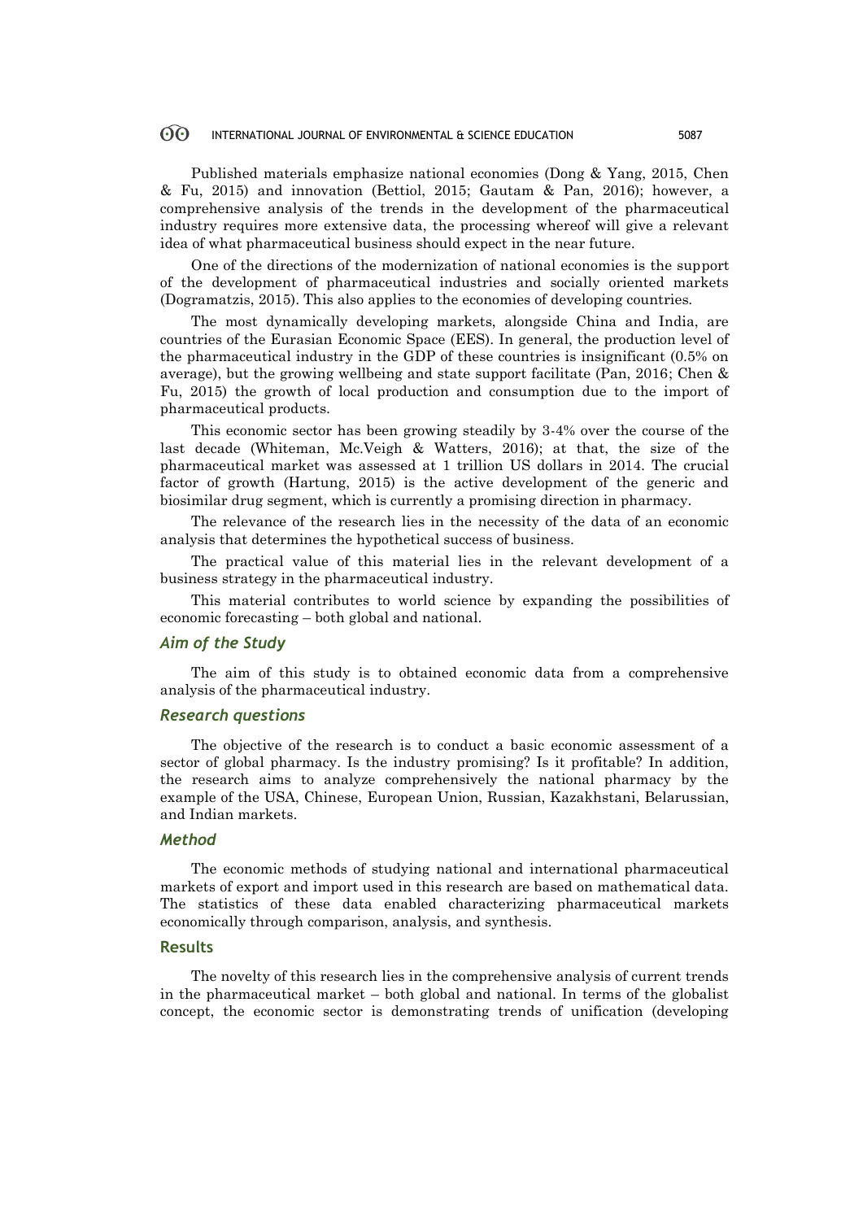Published materials emphasize national economies (Dong & Yang, 2015, Chen & Fu, 2015) and innovation (Bettiol, 2015; Gautam & Pan, 2016); however, a comprehensive analysis of the trends in the development of the pharmaceutical industry requires more extensive data, the processing whereof will give a relevant idea of what pharmaceutical business should expect in the near future.

One of the directions of the modernization of national economies is the support of the development of pharmaceutical industries and socially oriented markets (Dogramatzis, 2015). This also applies to the economies of developing countries.

The most dynamically developing markets, alongside China and India, are countries of the Eurasian Economic Space (EES). In general, the production level of the pharmaceutical industry in the GDP of these countries is insignificant (0.5% on average), but the growing wellbeing and state support facilitate (Pan, 2016; Chen & Fu, 2015) the growth of local production and consumption due to the import of pharmaceutical products.

This economic sector has been growing steadily by 3-4% over the course of the last decade (Whiteman, Mc.Veigh & Watters, 2016); at that, the size of the pharmaceutical market was assessed at 1 trillion US dollars in 2014. The crucial factor of growth (Hartung, 2015) is the active development of the generic and biosimilar drug segment, which is currently a promising direction in pharmacy.

The relevance of the research lies in the necessity of the data of an economic analysis that determines the hypothetical success of business.

The practical value of this material lies in the relevant development of a business strategy in the pharmaceutical industry.

This material contributes to world science by expanding the possibilities of economic forecasting – both global and national.

## *Aim of the Study*

The aim of this study is to obtained economic data from a comprehensive analysis of the pharmaceutical industry.

## *Research questions*

The objective of the research is to conduct a basic economic assessment of a sector of global pharmacy. Is the industry promising? Is it profitable? In addition, the research aims to analyze comprehensively the national pharmacy by the example of the USA, Chinese, European Union, Russian, Kazakhstani, Belarussian, and Indian markets.

## *Method*

The economic methods of studying national and international pharmaceutical markets of export and import used in this research are based on mathematical data. The statistics of these data enabled characterizing pharmaceutical markets economically through comparison, analysis, and synthesis.

## Results

The novelty of this research lies in the comprehensive analysis of current trends in the pharmaceutical market – both global and national. In terms of the globalist concept, the economic sector is demonstrating trends of unification (developing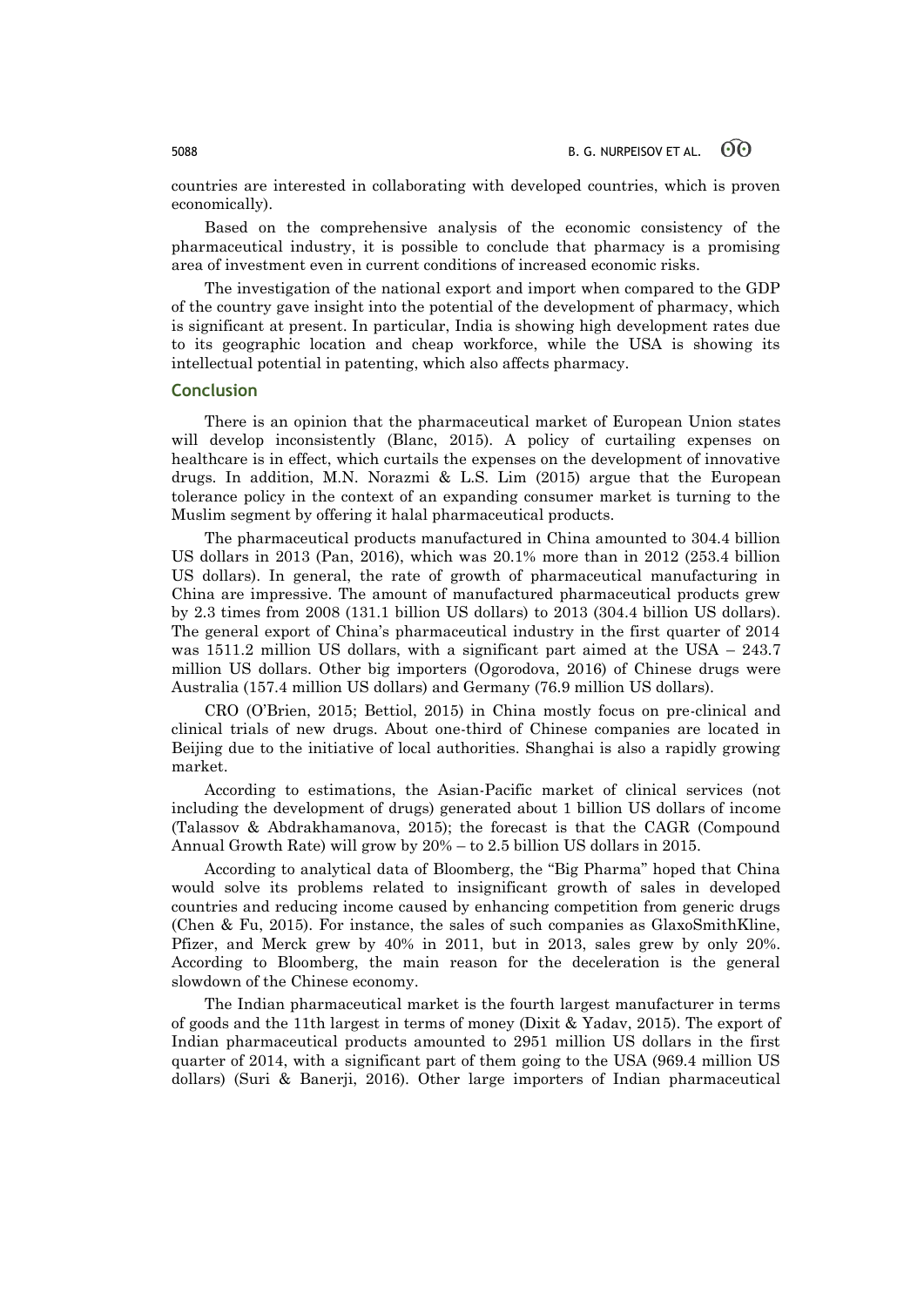countries are interested in collaborating with developed countries, which is proven economically).

Based on the comprehensive analysis of the economic consistency of the pharmaceutical industry, it is possible to conclude that pharmacy is a promising area of investment even in current conditions of increased economic risks.

The investigation of the national export and import when compared to the GDP of the country gave insight into the potential of the development of pharmacy, which is significant at present. In particular, India is showing high development rates due to its geographic location and cheap workforce, while the USA is showing its intellectual potential in patenting, which also affects pharmacy.

## Conclusion

There is an opinion that the pharmaceutical market of European Union states will develop inconsistently (Blanc, 2015). A policy of curtailing expenses on healthcare is in effect, which curtails the expenses on the development of innovative drugs. In addition, M.N. Norazmi & L.S. Lim (2015) argue that the European tolerance policy in the context of an expanding consumer market is turning to the Muslim segment by offering it halal pharmaceutical products.

The pharmaceutical products manufactured in China amounted to 304.4 billion US dollars in 2013 (Pan, 2016), which was 20.1% more than in 2012 (253.4 billion US dollars). In general, the rate of growth of pharmaceutical manufacturing in China are impressive. The amount of manufactured pharmaceutical products grew by 2.3 times from 2008 (131.1 billion US dollars) to 2013 (304.4 billion US dollars). The general export of China's pharmaceutical industry in the first quarter of 2014 was 1511.2 million US dollars, with a significant part aimed at the USA – 243.7 million US dollars. Other big importers (Ogorodova, 2016) of Chinese drugs were Australia (157.4 million US dollars) and Germany (76.9 million US dollars).

CRO (O'Brien, 2015; Bettiol, 2015) in China mostly focus on pre-clinical and clinical trials of new drugs. About one-third of Chinese companies are located in Beijing due to the initiative of local authorities. Shanghai is also a rapidly growing market.

According to estimations, the Asian-Pacific market of clinical services (not including the development of drugs) generated about 1 billion US dollars of income (Talassov & Abdrakhamanova, 2015); the forecast is that the CAGR (Compound Annual Growth Rate) will grow by 20% – to 2.5 billion US dollars in 2015.

According to analytical data of Bloomberg, the "Big Pharma" hoped that China would solve its problems related to insignificant growth of sales in developed countries and reducing income caused by enhancing competition from generic drugs (Chen & Fu, 2015). For instance, the sales of such companies as GlaxoSmithKline, Pfizer, and Merck grew by 40% in 2011, but in 2013, sales grew by only 20%. According to Bloomberg, the main reason for the deceleration is the general slowdown of the Chinese economy.

The Indian pharmaceutical market is the fourth largest manufacturer in terms of goods and the 11th largest in terms of money (Dixit & Yadav, 2015). The export of Indian pharmaceutical products amounted to 2951 million US dollars in the first quarter of 2014, with a significant part of them going to the USA (969.4 million US dollars) (Suri & Banerji, 2016). Other large importers of Indian pharmaceutical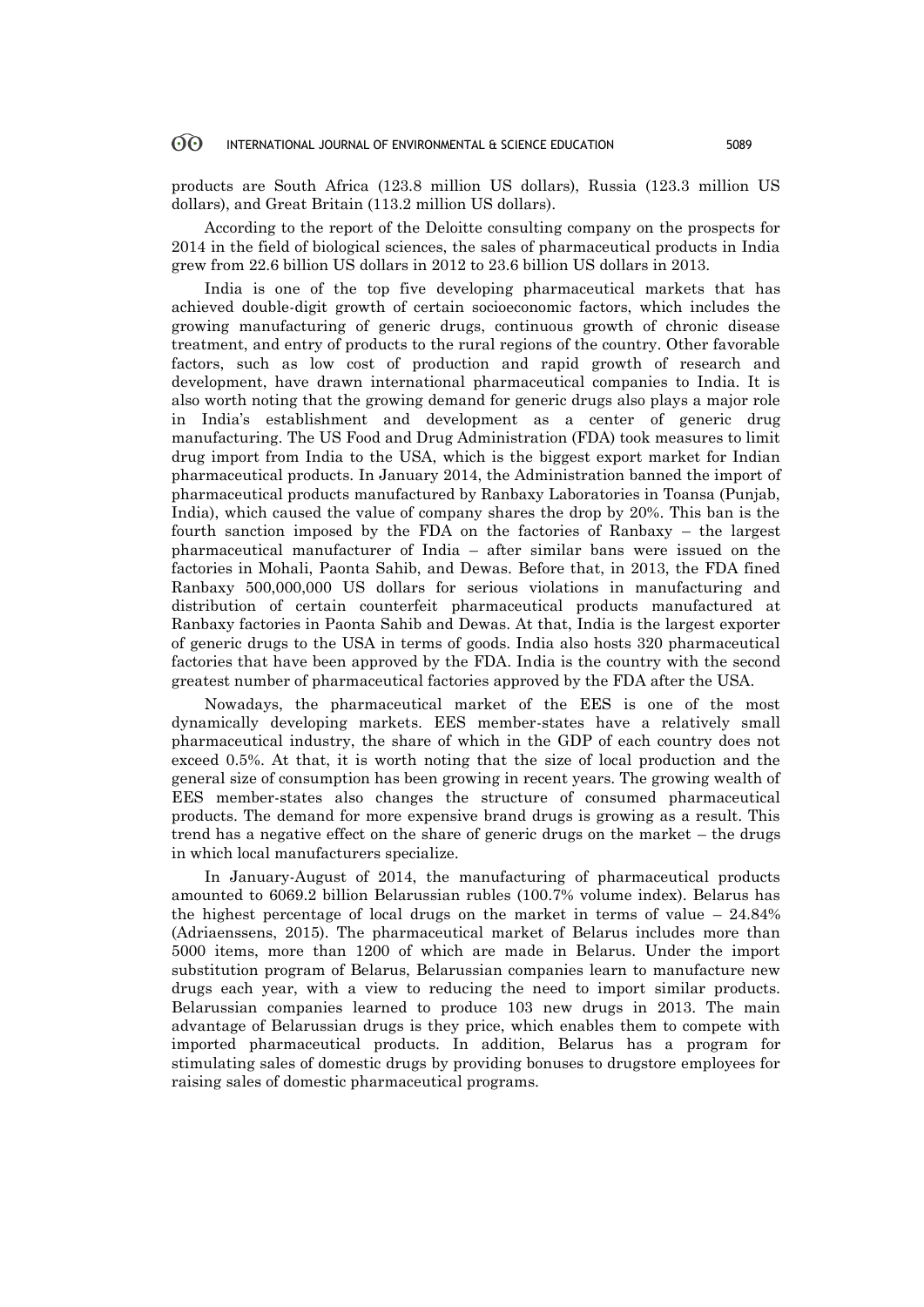products are South Africa (123.8 million US dollars), Russia (123.3 million US dollars), and Great Britain (113.2 million US dollars).

According to the report of the Deloitte consulting company on the prospects for 2014 in the field of biological sciences, the sales of pharmaceutical products in India grew from 22.6 billion US dollars in 2012 to 23.6 billion US dollars in 2013.

India is one of the top five developing pharmaceutical markets that has achieved double-digit growth of certain socioeconomic factors, which includes the growing manufacturing of generic drugs, continuous growth of chronic disease treatment, and entry of products to the rural regions of the country. Other favorable factors, such as low cost of production and rapid growth of research and development, have drawn international pharmaceutical companies to India. It is also worth noting that the growing demand for generic drugs also plays a major role in India's establishment and development as a center of generic drug manufacturing. The US Food and Drug Administration (FDA) took measures to limit drug import from India to the USA, which is the biggest export market for Indian pharmaceutical products. In January 2014, the Administration banned the import of pharmaceutical products manufactured by Ranbaxy Laboratories in Toansa (Punjab, India), which caused the value of company shares the drop by 20%. This ban is the fourth sanction imposed by the FDA on the factories of Ranbaxy – the largest pharmaceutical manufacturer of India – after similar bans were issued on the factories in Mohali, Paonta Sahib, and Dewas. Before that, in 2013, the FDA fined Ranbaxy 500,000,000 US dollars for serious violations in manufacturing and distribution of certain counterfeit pharmaceutical products manufactured at Ranbaxy factories in Paonta Sahib and Dewas. At that, India is the largest exporter of generic drugs to the USA in terms of goods. India also hosts 320 pharmaceutical factories that have been approved by the FDA. India is the country with the second greatest number of pharmaceutical factories approved by the FDA after the USA.

Nowadays, the pharmaceutical market of the EES is one of the most dynamically developing markets. EES member-states have a relatively small pharmaceutical industry, the share of which in the GDP of each country does not exceed 0.5%. At that, it is worth noting that the size of local production and the general size of consumption has been growing in recent years. The growing wealth of EES member-states also changes the structure of consumed pharmaceutical products. The demand for more expensive brand drugs is growing as a result. This trend has a negative effect on the share of generic drugs on the market – the drugs in which local manufacturers specialize.

In January-August of 2014, the manufacturing of pharmaceutical products amounted to 6069.2 billion Belarussian rubles (100.7% volume index). Belarus has the highest percentage of local drugs on the market in terms of value – 24.84% (Adriaenssens, 2015). The pharmaceutical market of Belarus includes more than 5000 items, more than 1200 of which are made in Belarus. Under the import substitution program of Belarus, Belarussian companies learn to manufacture new drugs each year, with a view to reducing the need to import similar products. Belarussian companies learned to produce 103 new drugs in 2013. The main advantage of Belarussian drugs is they price, which enables them to compete with imported pharmaceutical products. In addition, Belarus has a program for stimulating sales of domestic drugs by providing bonuses to drugstore employees for raising sales of domestic pharmaceutical programs.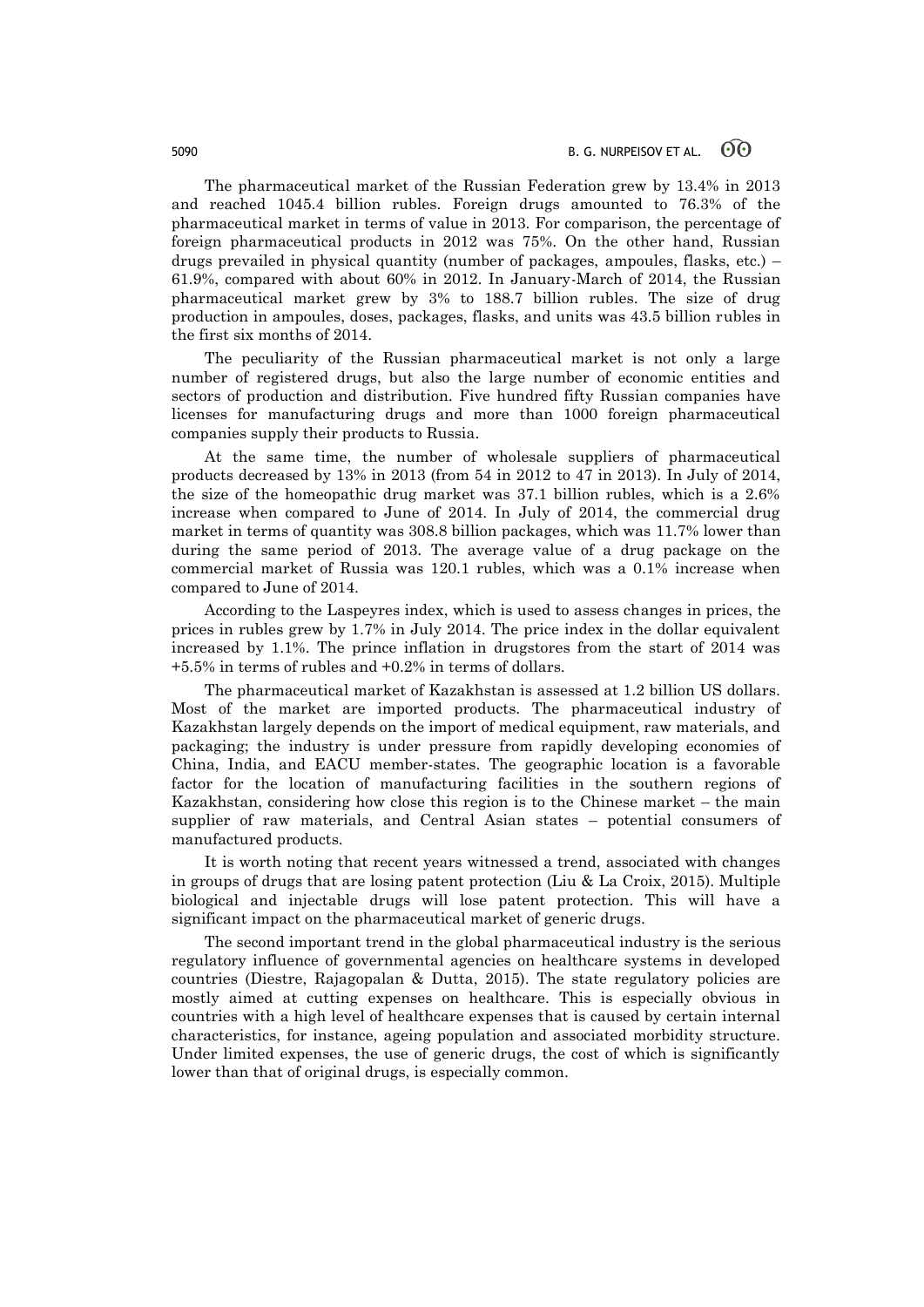The pharmaceutical market of the Russian Federation grew by 13.4% in 2013 and reached 1045.4 billion rubles. Foreign drugs amounted to 76.3% of the pharmaceutical market in terms of value in 2013. For comparison, the percentage of foreign pharmaceutical products in 2012 was 75%. On the other hand, Russian drugs prevailed in physical quantity (number of packages, ampoules, flasks, etc.) – 61.9%, compared with about 60% in 2012. In January-March of 2014, the Russian pharmaceutical market grew by 3% to 188.7 billion rubles. The size of drug production in ampoules, doses, packages, flasks, and units was 43.5 billion rubles in the first six months of 2014.

The peculiarity of the Russian pharmaceutical market is not only a large number of registered drugs, but also the large number of economic entities and sectors of production and distribution. Five hundred fifty Russian companies have licenses for manufacturing drugs and more than 1000 foreign pharmaceutical companies supply their products to Russia.

At the same time, the number of wholesale suppliers of pharmaceutical products decreased by 13% in 2013 (from 54 in 2012 to 47 in 2013). In July of 2014, the size of the homeopathic drug market was 37.1 billion rubles, which is a 2.6% increase when compared to June of 2014. In July of 2014, the commercial drug market in terms of quantity was 308.8 billion packages, which was 11.7% lower than during the same period of 2013. The average value of a drug package on the commercial market of Russia was 120.1 rubles, which was a 0.1% increase when compared to June of 2014.

According to the Laspeyres index, which is used to assess changes in prices, the prices in rubles grew by 1.7% in July 2014. The price index in the dollar equivalent increased by 1.1%. The prince inflation in drugstores from the start of 2014 was +5.5% in terms of rubles and +0.2% in terms of dollars.

The pharmaceutical market of Kazakhstan is assessed at 1.2 billion US dollars. Most of the market are imported products. The pharmaceutical industry of Kazakhstan largely depends on the import of medical equipment, raw materials, and packaging; the industry is under pressure from rapidly developing economies of China, India, and EACU member-states. The geographic location is a favorable factor for the location of manufacturing facilities in the southern regions of Kazakhstan, considering how close this region is to the Chinese market – the main supplier of raw materials, and Central Asian states – potential consumers of manufactured products.

It is worth noting that recent years witnessed a trend, associated with changes in groups of drugs that are losing patent protection (Liu & La Croix, 2015). Multiple biological and injectable drugs will lose patent protection. This will have a significant impact on the pharmaceutical market of generic drugs.

The second important trend in the global pharmaceutical industry is the serious regulatory influence of governmental agencies on healthcare systems in developed countries (Diestre, Rajagopalan & Dutta, 2015). The state regulatory policies are mostly aimed at cutting expenses on healthcare. This is especially obvious in countries with a high level of healthcare expenses that is caused by certain internal characteristics, for instance, ageing population and associated morbidity structure. Under limited expenses, the use of generic drugs, the cost of which is significantly lower than that of original drugs, is especially common.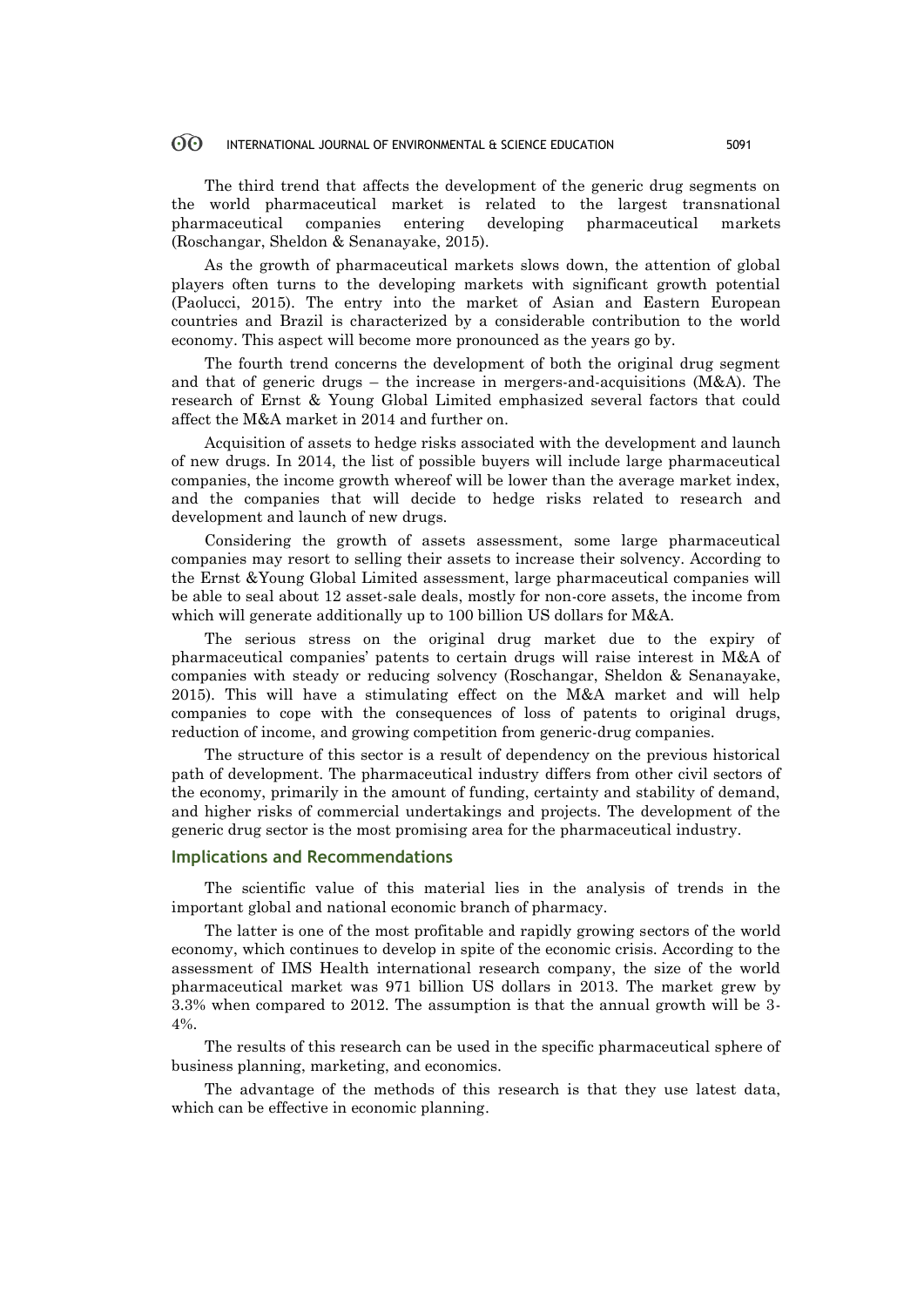The third trend that affects the development of the generic drug segments on the world pharmaceutical market is related to the largest transnational pharmaceutical companies entering developing pharmaceutical markets (Roschangar, Sheldon & Senanayake, 2015).

As the growth of pharmaceutical markets slows down, the attention of global players often turns to the developing markets with significant growth potential (Paolucci, 2015). The entry into the market of Asian and Eastern European countries and Brazil is characterized by a considerable contribution to the world economy. This aspect will become more pronounced as the years go by.

The fourth trend concerns the development of both the original drug segment and that of generic drugs – the increase in mergers-and-acquisitions (M&A). The research of Ernst & Young Global Limited emphasized several factors that could affect the M&A market in 2014 and further on.

Acquisition of assets to hedge risks associated with the development and launch of new drugs. In 2014, the list of possible buyers will include large pharmaceutical companies, the income growth whereof will be lower than the average market index, and the companies that will decide to hedge risks related to research and development and launch of new drugs.

Considering the growth of assets assessment, some large pharmaceutical companies may resort to selling their assets to increase their solvency. According to the Ernst &Young Global Limited assessment, large pharmaceutical companies will be able to seal about 12 asset-sale deals, mostly for non-core assets, the income from which will generate additionally up to 100 billion US dollars for M&A.

The serious stress on the original drug market due to the expiry of pharmaceutical companies' patents to certain drugs will raise interest in M&A of companies with steady or reducing solvency (Roschangar, Sheldon & Senanayake, 2015). This will have a stimulating effect on the M&A market and will help companies to cope with the consequences of loss of patents to original drugs, reduction of income, and growing competition from generic-drug companies.

The structure of this sector is a result of dependency on the previous historical path of development. The pharmaceutical industry differs from other civil sectors of the economy, primarily in the amount of funding, certainty and stability of demand, and higher risks of commercial undertakings and projects. The development of the generic drug sector is the most promising area for the pharmaceutical industry.

## Implications and Recommendations

The scientific value of this material lies in the analysis of trends in the important global and national economic branch of pharmacy.

The latter is one of the most profitable and rapidly growing sectors of the world economy, which continues to develop in spite of the economic crisis. According to the assessment of IMS Health international research company, the size of the world pharmaceutical market was 971 billion US dollars in 2013. The market grew by 3.3% when compared to 2012. The assumption is that the annual growth will be 3-4%.

The results of this research can be used in the specific pharmaceutical sphere of business planning, marketing, and economics.

The advantage of the methods of this research is that they use latest data, which can be effective in economic planning.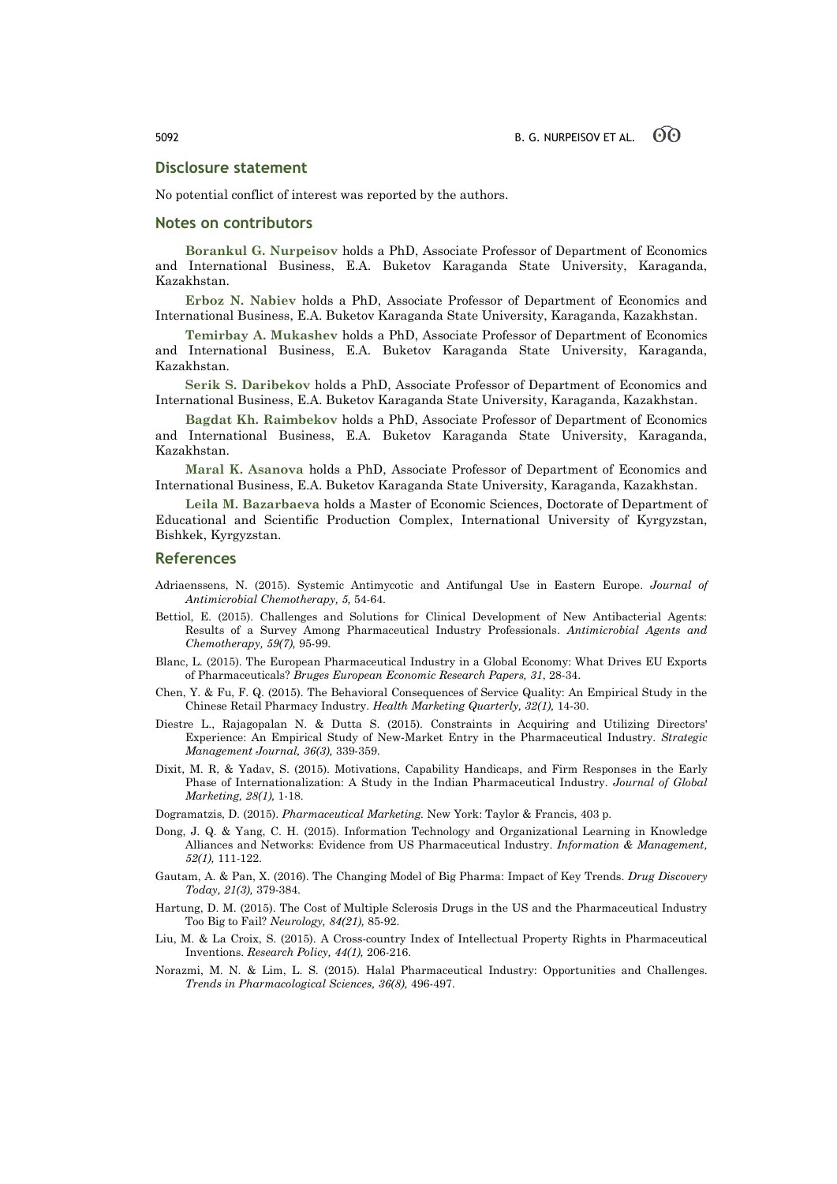## Disclosure statement

No potential conflict of interest was reported by the authors.

## Notes on contributors

**Borankul G. Nurpeisov** holds a PhD, Associate Professor of Department of Economics and International Business, E.A. Buketov Karaganda State University, Karaganda, Kazakhstan.

**Erboz N. Nabiev** holds a PhD, Associate Professor of Department of Economics and International Business, E.A. Buketov Karaganda State University, Karaganda, Kazakhstan.

**Temirbay A. Mukashev** holds a PhD, Associate Professor of Department of Economics and International Business, E.A. Buketov Karaganda State University, Karaganda, Kazakhstan.

**Serik S. Daribekov** holds a PhD, Associate Professor of Department of Economics and International Business, E.A. Buketov Karaganda State University, Karaganda, Kazakhstan.

**Bagdat Kh. Raimbekov** holds a PhD, Associate Professor of Department of Economics and International Business, E.A. Buketov Karaganda State University, Karaganda, Kazakhstan.

**Maral K. Asanova** holds a PhD, Associate Professor of Department of Economics and International Business, E.A. Buketov Karaganda State University, Karaganda, Kazakhstan.

**Leila M. Bazarbaeva** holds a Master of Economic Sciences, Doctorate of Department of Educational and Scientific Production Complex, International University of Kyrgyzstan, Bishkek, Kyrgyzstan.

## References

Adriaenssens, N. (2015). Systemic Antimycotic and Antifungal Use in Eastern Europe. *Journal of Antimicrobial Chemotherapy, 5,* 54-64.

Bettiol, E. (2015). Challenges and Solutions for Clinical Development of New Antibacterial Agents: Results of a Survey Among Pharmaceutical Industry Professionals. *Antimicrobial Agents and Chemotherapy, 59(7),* 95-99.

Blanc, L. (2015). The European Pharmaceutical Industry in a Global Economy: What Drives EU Exports of Pharmaceuticals? *Bruges European Economic Research Papers, 31*, 28-34.

Chen, Y. & Fu, F. Q. (2015). The Behavioral Consequences of Service Quality: An Empirical Study in the Chinese Retail Pharmacy Industry. *Health Marketing Quarterly, 32(1),* 14-30.

Diestre L., Rajagopalan N. & Dutta S. (2015). Constraints in Acquiring and Utilizing Directors' Experience: An Empirical Study of New-Market Entry in the Pharmaceutical Industry. *Strategic Management Journal, 36(3),* 339-359.

Dixit, M. R, & Yadav, S. (2015). Motivations, Capability Handicaps, and Firm Responses in the Early Phase of Internationalization: A Study in the Indian Pharmaceutical Industry. *Journal of Global Marketing, 28(1),* 1-18.

Dogramatzis, D. (2015). *Pharmaceutical Marketing.* New York: Taylor & Francis, 403 p.

Dong, J. Q. & Yang, C. H. (2015). Information Technology and Organizational Learning in Knowledge Alliances and Networks: Evidence from US Pharmaceutical Industry. *Information & Management, 52(1),* 111-122.

Gautam, A. & Pan, X. (2016). The Changing Model of Big Pharma: Impact of Key Trends. *Drug Discovery Today, 21(3),* 379-384.

Hartung, D. M. (2015). The Cost of Multiple Sclerosis Drugs in the US and the Pharmaceutical Industry Too Big to Fail? *Neurology, 84(21),* 85-92.

Liu, M. & La Croix, S. (2015). A Cross-country Index of Intellectual Property Rights in Pharmaceutical Inventions. *Research Policy, 44(1),* 206-216.

Norazmi, M. N. & Lim, L. S. (2015). Halal Pharmaceutical Industry: Opportunities and Challenges. *Trends in Pharmacological Sciences, 36(8),* 496-497.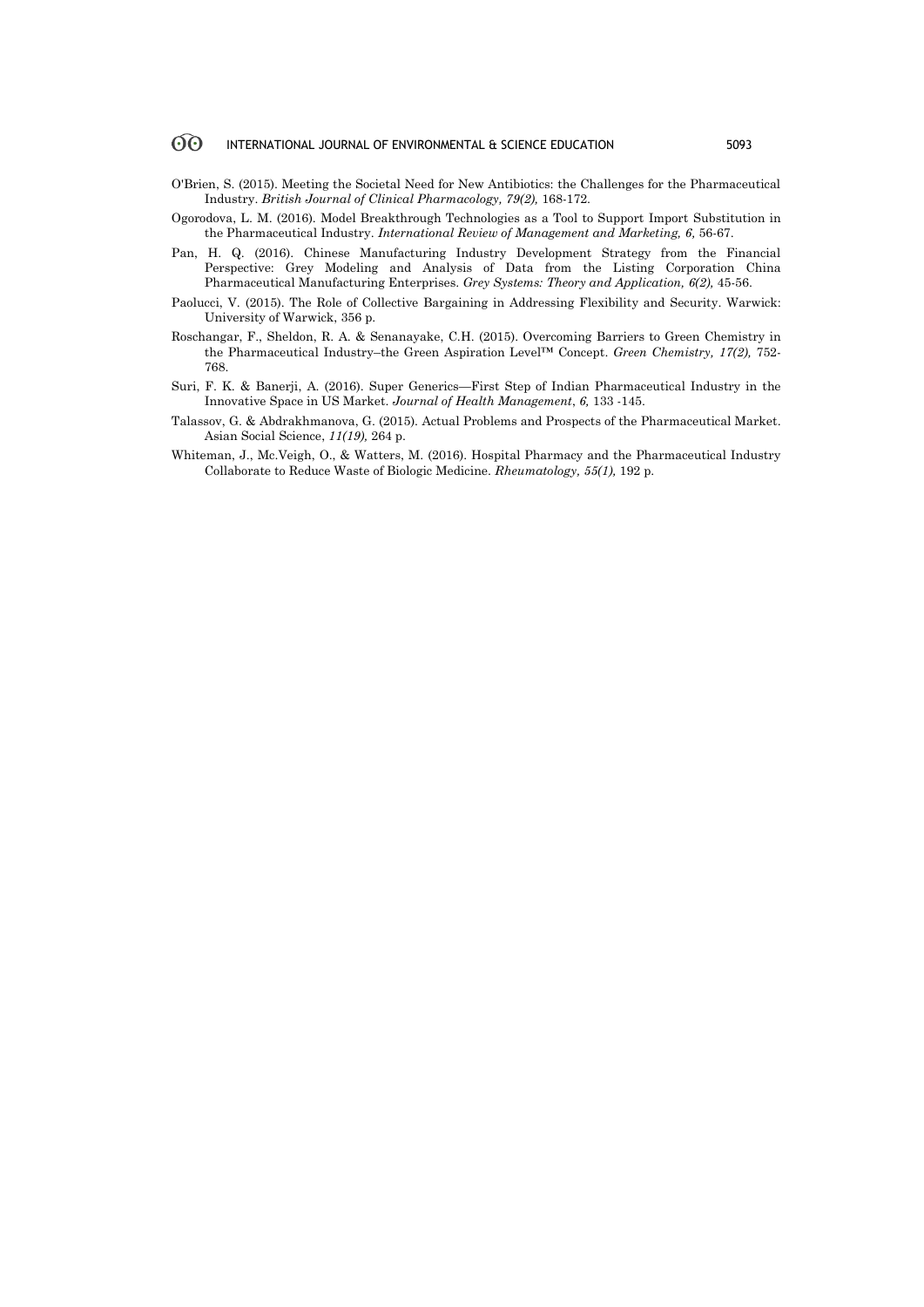O'Brien, S. (2015). Meeting the Societal Need for New Antibiotics: the Challenges for the Pharmaceutical Industry. *British Journal of Clinical Pharmacology, 79(2),* 168-172.

Ogorodova, L. M. (2016). Model Breakthrough Technologies as a Tool to Support Import Substitution in the Pharmaceutical Industry. *International Review of Management and Marketing, 6,* 56-67.

Pan, H. Q. (2016). Chinese Manufacturing Industry Development Strategy from the Financial Perspective: Grey Modeling and Analysis of Data from the Listing Corporation China Pharmaceutical Manufacturing Enterprises. *Grey Systems: Theory and Application, 6(2),* 45-56.

Paolucci, V. (2015). The Role of Collective Bargaining in Addressing Flexibility and Security. Warwick: University of Warwick, 356 p.

Roschangar, F., Sheldon, R. A. & Senanayake, C.H. (2015). Overcoming Barriers to Green Chemistry in the Pharmaceutical Industry–the Green Aspiration Level™ Concept. *Green Chemistry, 17(2),* 752-768.

Suri, F. K. & Banerji, A. (2016). Super Generics—First Step of Indian Pharmaceutical Industry in the Innovative Space in US Market. *Journal of Health Management*, *6,* 133 -145.

Talassov, G. & Abdrakhmanova, G. (2015). Actual Problems and Prospects of the Pharmaceutical Market. Asian Social Science, *11(19),* 264 p.

Whiteman, J., Mc.Veigh, O., & Watters, M. (2016). Hospital Pharmacy and the Pharmaceutical Industry Collaborate to Reduce Waste of Biologic Medicine. *Rheumatology, 55(1),* 192 p.